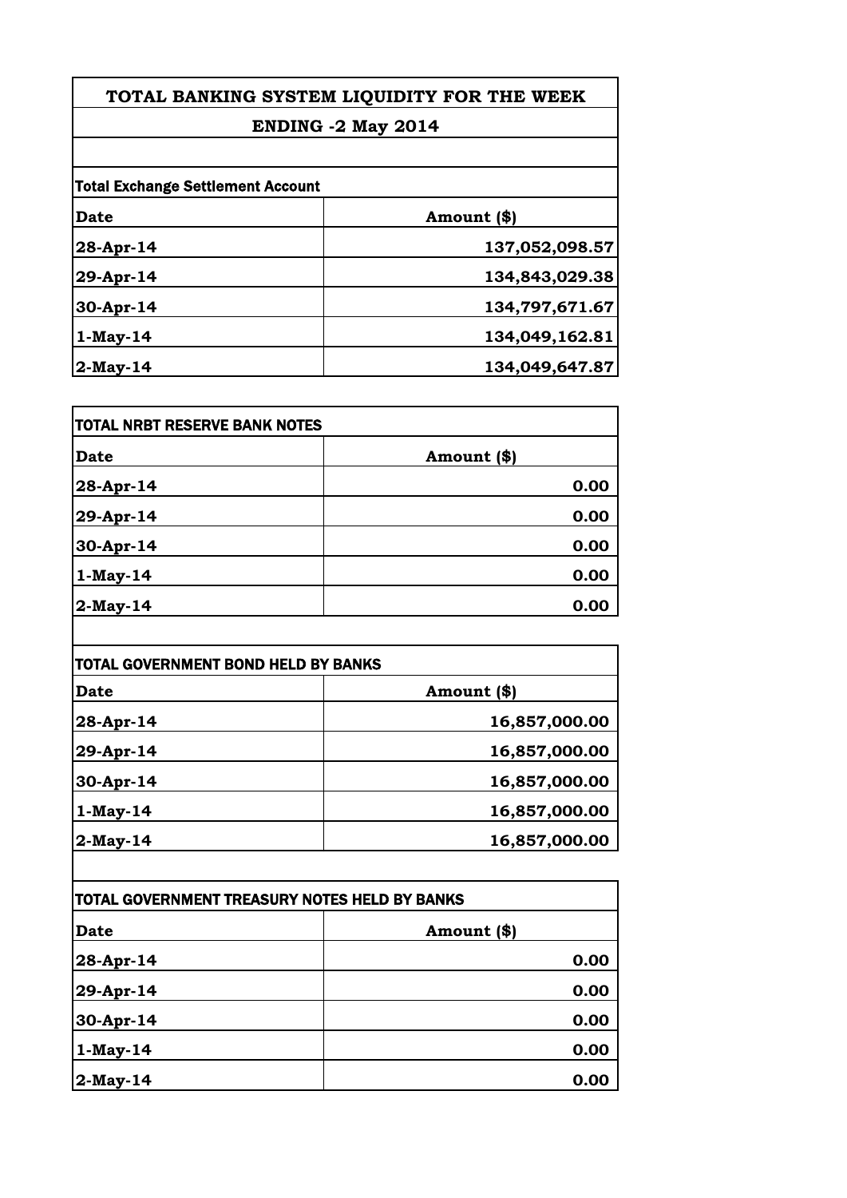# TOTAL BANKING SYSTEM LIQUIDITY FOR THE WEEK

## ENDING -2 May 2014

**Total Exchange Settlement Account**

| Date | Amount ($) |
|---|---|
| 28-Apr-14 | 137,052,098.57 |
| 29-Apr-14 | 134,843,029.38 |
| 30-Apr-14 | 134,797,671.67 |
| 1-May-14 | 134,049,162.81 |
| 2-May-14 | 134,049,647.87 |

**TOTAL NRBT RESERVE BANK NOTES**

| Date | Amount ($) |
|---|---|
| 28-Apr-14 | 0.00 |
| 29-Apr-14 | 0.00 |
| 30-Apr-14 | 0.00 |
| 1-May-14 | 0.00 |
| 2-May-14 | 0.00 |

**TOTAL GOVERNMENT BOND HELD BY BANKS**

| Date | Amount ($) |
|---|---|
| 28-Apr-14 | 16,857,000.00 |
| 29-Apr-14 | 16,857,000.00 |
| 30-Apr-14 | 16,857,000.00 |
| 1-May-14 | 16,857,000.00 |
| 2-May-14 | 16,857,000.00 |

**TOTAL GOVERNMENT TREASURY NOTES HELD BY BANKS**

| Date | Amount ($) |
|---|---|
| 28-Apr-14 | 0.00 |
| 29-Apr-14 | 0.00 |
| 30-Apr-14 | 0.00 |
| 1-May-14 | 0.00 |
| 2-May-14 | 0.00 |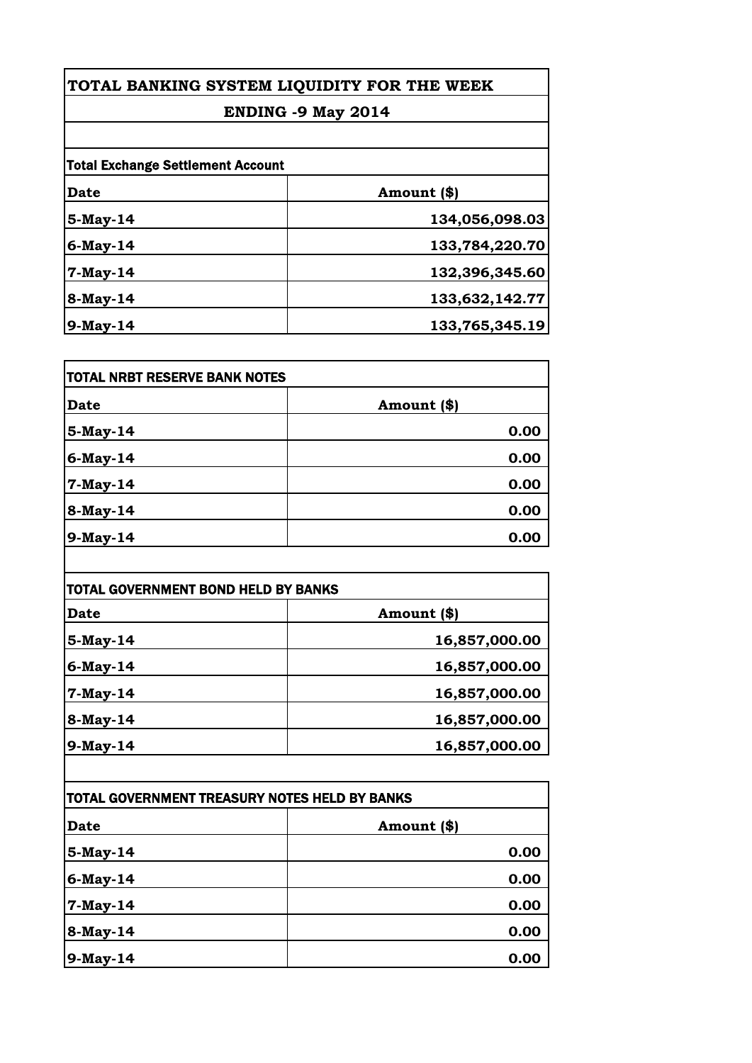# TOTAL BANKING SYSTEM LIQUIDITY FOR THE WEEK

## ENDING -9 May 2014

**Total Exchange Settlement Account**

| Date | Amount ($) |
|---|---|
| 5-May-14 | 134,056,098.03 |
| 6-May-14 | 133,784,220.70 |
| 7-May-14 | 132,396,345.60 |
| 8-May-14 | 133,632,142.77 |
| 9-May-14 | 133,765,345.19 |

**TOTAL NRBT RESERVE BANK NOTES**

| Date | Amount ($) |
|---|---|
| 5-May-14 | 0.00 |
| 6-May-14 | 0.00 |
| 7-May-14 | 0.00 |
| 8-May-14 | 0.00 |
| 9-May-14 | 0.00 |

**TOTAL GOVERNMENT BOND HELD BY BANKS**

| Date | Amount ($) |
|---|---|
| 5-May-14 | 16,857,000.00 |
| 6-May-14 | 16,857,000.00 |
| 7-May-14 | 16,857,000.00 |
| 8-May-14 | 16,857,000.00 |
| 9-May-14 | 16,857,000.00 |

**TOTAL GOVERNMENT TREASURY NOTES HELD BY BANKS**

| Date | Amount ($) |
|---|---|
| 5-May-14 | 0.00 |
| 6-May-14 | 0.00 |
| 7-May-14 | 0.00 |
| 8-May-14 | 0.00 |
| 9-May-14 | 0.00 |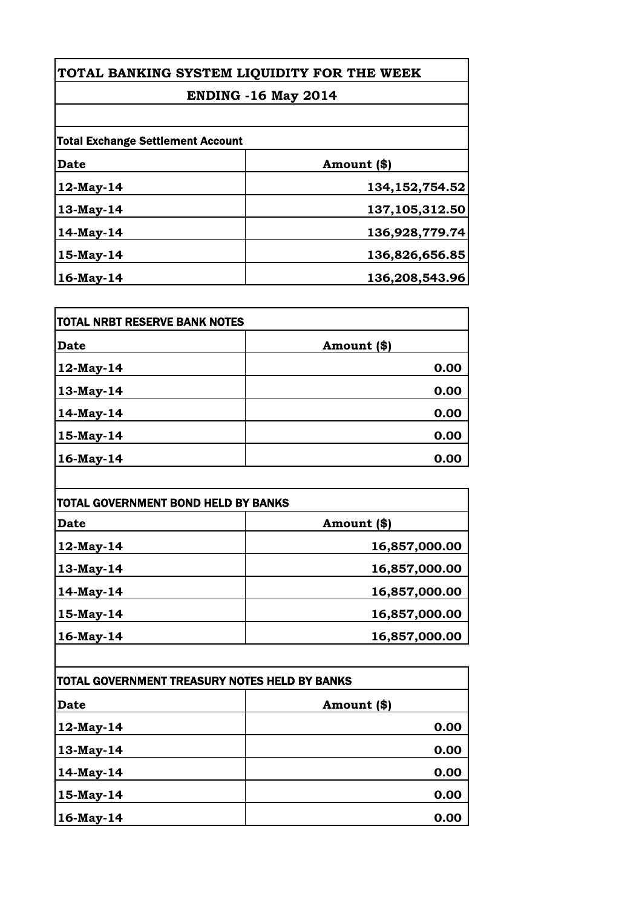# TOTAL BANKING SYSTEM LIQUIDITY FOR THE WEEK

## ENDING -16 May 2014

**Total Exchange Settlement Account**

| Date | Amount ($) |
|---|---|
| 12-May-14 | 134,152,754.52 |
| 13-May-14 | 137,105,312.50 |
| 14-May-14 | 136,928,779.74 |
| 15-May-14 | 136,826,656.85 |
| 16-May-14 | 136,208,543.96 |

**TOTAL NRBT RESERVE BANK NOTES**

| Date | Amount ($) |
|---|---|
| 12-May-14 | 0.00 |
| 13-May-14 | 0.00 |
| 14-May-14 | 0.00 |
| 15-May-14 | 0.00 |
| 16-May-14 | 0.00 |

**TOTAL GOVERNMENT BOND HELD BY BANKS**

| Date | Amount ($) |
|---|---|
| 12-May-14 | 16,857,000.00 |
| 13-May-14 | 16,857,000.00 |
| 14-May-14 | 16,857,000.00 |
| 15-May-14 | 16,857,000.00 |
| 16-May-14 | 16,857,000.00 |

**TOTAL GOVERNMENT TREASURY NOTES HELD BY BANKS**

| Date | Amount ($) |
|---|---|
| 12-May-14 | 0.00 |
| 13-May-14 | 0.00 |
| 14-May-14 | 0.00 |
| 15-May-14 | 0.00 |
| 16-May-14 | 0.00 |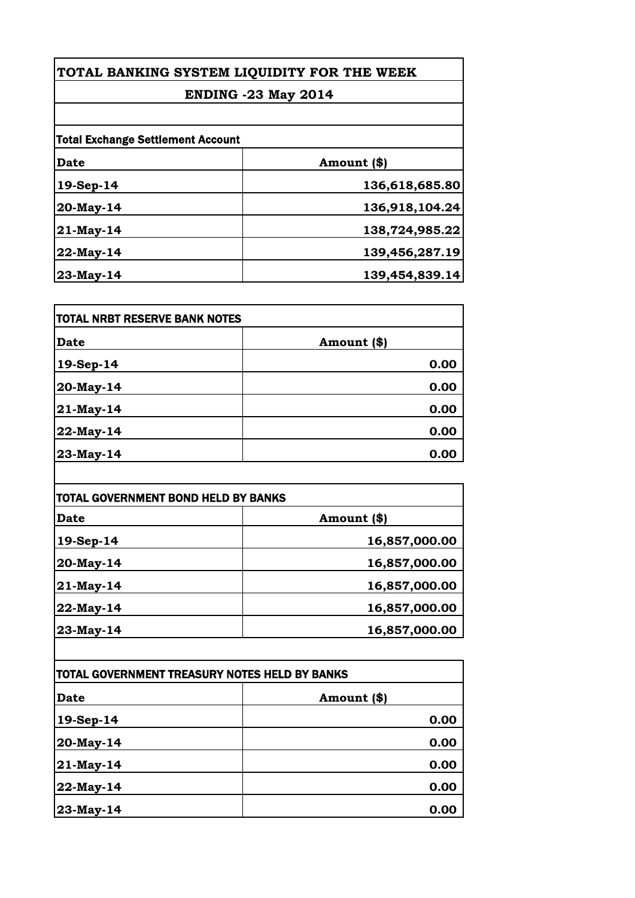# TOTAL BANKING SYSTEM LIQUIDITY FOR THE WEEK

## ENDING -23 May 2014

### Total Exchange Settlement Account

| Date | Amount ($) |
|---|---|
| 19-Sep-14 | 136,618,685.80 |
| 20-May-14 | 136,918,104.24 |
| 21-May-14 | 138,724,985.22 |
| 22-May-14 | 139,456,287.19 |
| 23-May-14 | 139,454,839.14 |

### TOTAL NRBT RESERVE BANK NOTES

| Date | Amount ($) |
|---|---|
| 19-Sep-14 | 0.00 |
| 20-May-14 | 0.00 |
| 21-May-14 | 0.00 |
| 22-May-14 | 0.00 |
| 23-May-14 | 0.00 |

### TOTAL GOVERNMENT BOND HELD BY BANKS

| Date | Amount ($) |
|---|---|
| 19-Sep-14 | 16,857,000.00 |
| 20-May-14 | 16,857,000.00 |
| 21-May-14 | 16,857,000.00 |
| 22-May-14 | 16,857,000.00 |
| 23-May-14 | 16,857,000.00 |

### TOTAL GOVERNMENT TREASURY NOTES HELD BY BANKS

| Date | Amount ($) |
|---|---|
| 19-Sep-14 | 0.00 |
| 20-May-14 | 0.00 |
| 21-May-14 | 0.00 |
| 22-May-14 | 0.00 |
| 23-May-14 | 0.00 |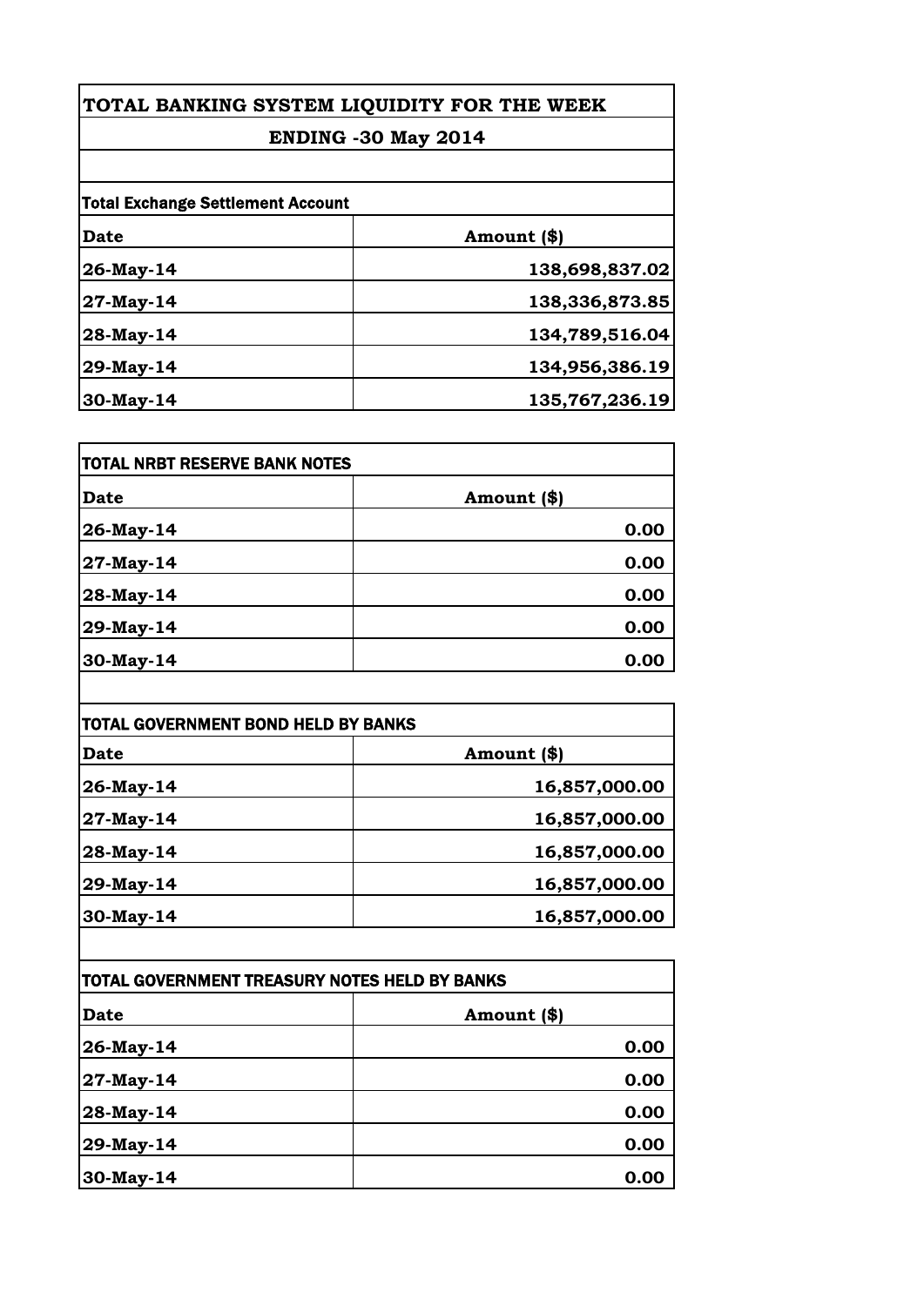# TOTAL BANKING SYSTEM LIQUIDITY FOR THE WEEK

## ENDING -30 May 2014

**Total Exchange Settlement Account**

| Date | Amount ($) |
|---|---|
| 26-May-14 | 138,698,837.02 |
| 27-May-14 | 138,336,873.85 |
| 28-May-14 | 134,789,516.04 |
| 29-May-14 | 134,956,386.19 |
| 30-May-14 | 135,767,236.19 |

**TOTAL NRBT RESERVE BANK NOTES**

| Date | Amount ($) |
|---|---|
| 26-May-14 | 0.00 |
| 27-May-14 | 0.00 |
| 28-May-14 | 0.00 |
| 29-May-14 | 0.00 |
| 30-May-14 | 0.00 |

**TOTAL GOVERNMENT BOND HELD BY BANKS**

| Date | Amount ($) |
|---|---|
| 26-May-14 | 16,857,000.00 |
| 27-May-14 | 16,857,000.00 |
| 28-May-14 | 16,857,000.00 |
| 29-May-14 | 16,857,000.00 |
| 30-May-14 | 16,857,000.00 |

**TOTAL GOVERNMENT TREASURY NOTES HELD BY BANKS**

| Date | Amount ($) |
|---|---|
| 26-May-14 | 0.00 |
| 27-May-14 | 0.00 |
| 28-May-14 | 0.00 |
| 29-May-14 | 0.00 |
| 30-May-14 | 0.00 |